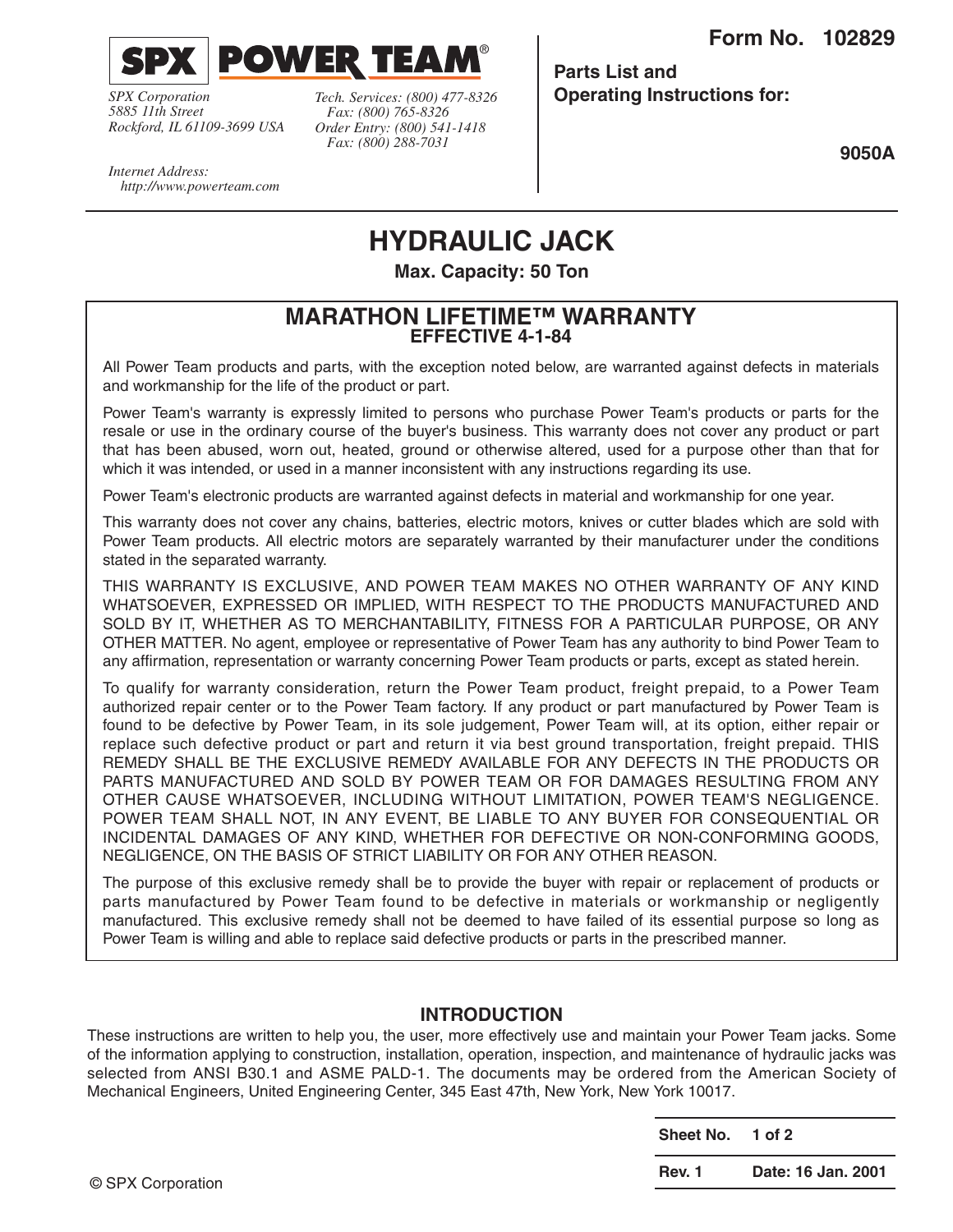**SPX | POWER TEAM®**

*SPX Corporation*
*5885 11th Street*
*Rockford, IL 61109-3699 USA*

*Tech. Services: (800) 477-8326*
*Fax: (800) 765-8326*
*Order Entry: (800) 541-1418*
*Fax: (800) 288-7031*

*Internet Address:*
*http://www.powerteam.com*

**Form No. 102829**

**Parts List and Operating Instructions for:**

**9050A**

# HYDRAULIC JACK

**Max. Capacity: 50 Ton**

## MARATHON LIFETIME™ WARRANTY

**EFFECTIVE 4-1-84**

All Power Team products and parts, with the exception noted below, are warranted against defects in materials and workmanship for the life of the product or part.

Power Team's warranty is expressly limited to persons who purchase Power Team's products or parts for the resale or use in the ordinary course of the buyer's business. This warranty does not cover any product or part that has been abused, worn out, heated, ground or otherwise altered, used for a purpose other than that for which it was intended, or used in a manner inconsistent with any instructions regarding its use.

Power Team's electronic products are warranted against defects in material and workmanship for one year.

This warranty does not cover any chains, batteries, electric motors, knives or cutter blades which are sold with Power Team products. All electric motors are separately warranted by their manufacturer under the conditions stated in the separated warranty.

THIS WARRANTY IS EXCLUSIVE, AND POWER TEAM MAKES NO OTHER WARRANTY OF ANY KIND WHATSOEVER, EXPRESSED OR IMPLIED, WITH RESPECT TO THE PRODUCTS MANUFACTURED AND SOLD BY IT, WHETHER AS TO MERCHANTABILITY, FITNESS FOR A PARTICULAR PURPOSE, OR ANY OTHER MATTER. No agent, employee or representative of Power Team has any authority to bind Power Team to any affirmation, representation or warranty concerning Power Team products or parts, except as stated herein.

To qualify for warranty consideration, return the Power Team product, freight prepaid, to a Power Team authorized repair center or to the Power Team factory. If any product or part manufactured by Power Team is found to be defective by Power Team, in its sole judgement, Power Team will, at its option, either repair or replace such defective product or part and return it via best ground transportation, freight prepaid. THIS REMEDY SHALL BE THE EXCLUSIVE REMEDY AVAILABLE FOR ANY DEFECTS IN THE PRODUCTS OR PARTS MANUFACTURED AND SOLD BY POWER TEAM OR FOR DAMAGES RESULTING FROM ANY OTHER CAUSE WHATSOEVER, INCLUDING WITHOUT LIMITATION, POWER TEAM'S NEGLIGENCE. POWER TEAM SHALL NOT, IN ANY EVENT, BE LIABLE TO ANY BUYER FOR CONSEQUENTIAL OR INCIDENTAL DAMAGES OF ANY KIND, WHETHER FOR DEFECTIVE OR NON-CONFORMING GOODS, NEGLIGENCE, ON THE BASIS OF STRICT LIABILITY OR FOR ANY OTHER REASON.

The purpose of this exclusive remedy shall be to provide the buyer with repair or replacement of products or parts manufactured by Power Team found to be defective in materials or workmanship or negligently manufactured. This exclusive remedy shall not be deemed to have failed of its essential purpose so long as Power Team is willing and able to replace said defective products or parts in the prescribed manner.

## INTRODUCTION

These instructions are written to help you, the user, more effectively use and maintain your Power Team jacks. Some of the information applying to construction, installation, operation, inspection, and maintenance of hydraulic jacks was selected from ANSI B30.1 and ASME PALD-1. The documents may be ordered from the American Society of Mechanical Engineers, United Engineering Center, 345 East 47th, New York, New York 10017.

| Sheet No. | 1 of 2 |
|---|---|
| Rev. 1 | Date: 16 Jan. 2001 |

© SPX Corporation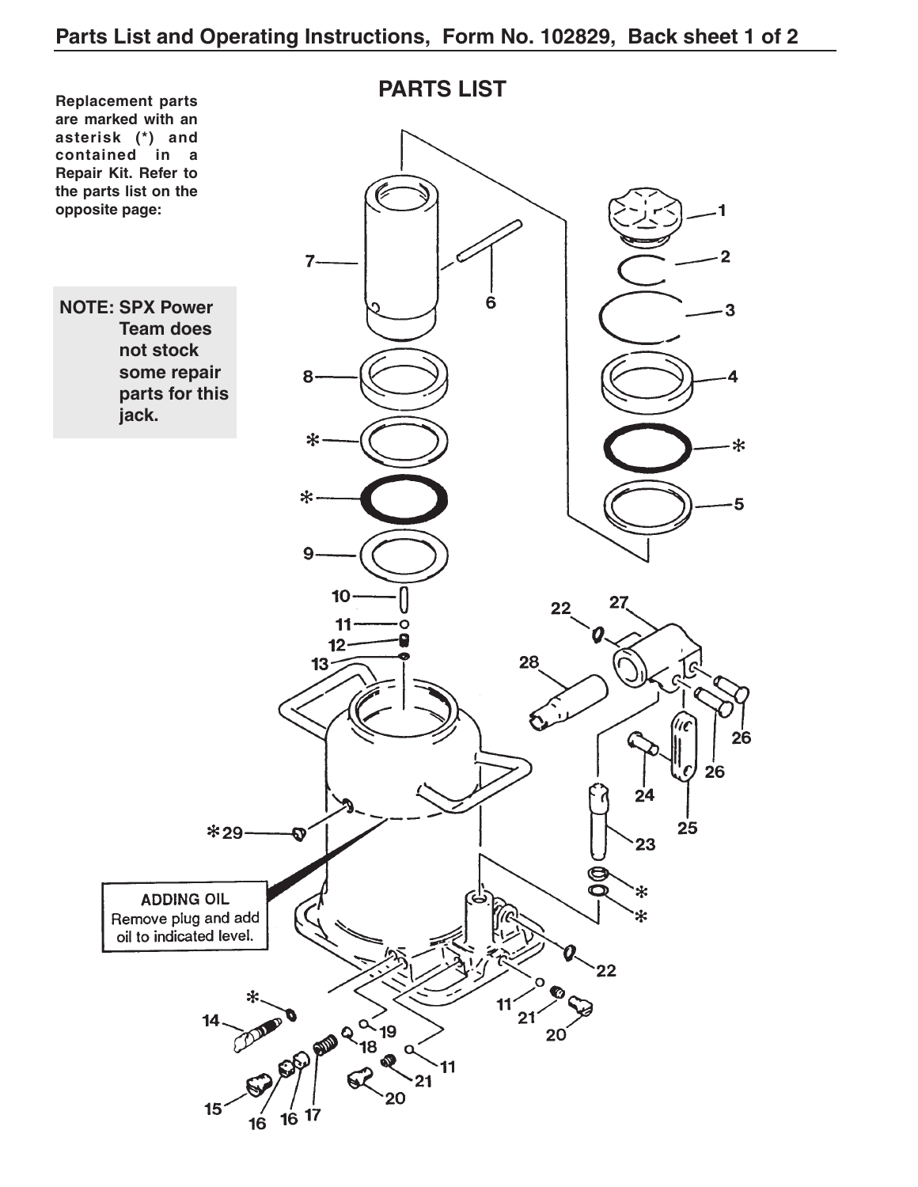## PARTS LIST

**Replacement parts are marked with an asterisk (*) and contained in a Repair Kit. Refer to the parts list on the opposite page:**

**NOTE: SPX Power Team does not stock some repair parts for this jack.**

**ADDING OIL**
Remove plug and add oil to indicated level.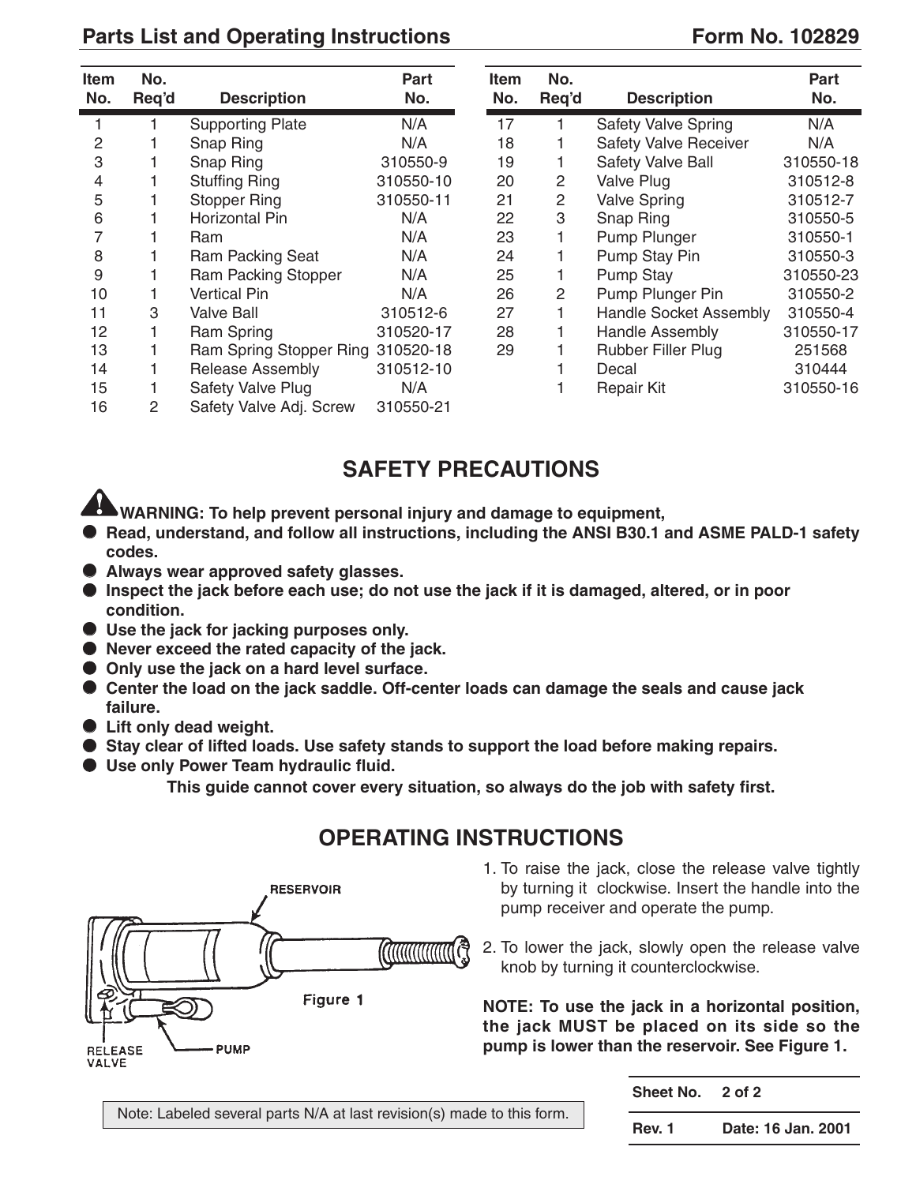## Parts List and Operating Instructions

Form No. 102829

| Item No. | No. Req'd | Description | Part No. |
|---|---|---|---|
| 1 | 1 | Supporting Plate | N/A |
| 2 | 1 | Snap Ring | N/A |
| 3 | 1 | Snap Ring | 310550-9 |
| 4 | 1 | Stuffing Ring | 310550-10 |
| 5 | 1 | Stopper Ring | 310550-11 |
| 6 | 1 | Horizontal Pin | N/A |
| 7 | 1 | Ram | N/A |
| 8 | 1 | Ram Packing Seat | N/A |
| 9 | 1 | Ram Packing Stopper | N/A |
| 10 | 1 | Vertical Pin | N/A |
| 11 | 3 | Valve Ball | 310512-6 |
| 12 | 1 | Ram Spring | 310520-17 |
| 13 | 1 | Ram Spring Stopper Ring | 310520-18 |
| 14 | 1 | Release Assembly | 310512-10 |
| 15 | 1 | Safety Valve Plug | N/A |
| 16 | 2 | Safety Valve Adj. Screw | 310550-21 |
| 17 | 1 | Safety Valve Spring | N/A |
| 18 | 1 | Safety Valve Receiver | N/A |
| 19 | 1 | Safety Valve Ball | 310550-18 |
| 20 | 2 | Valve Plug | 310512-8 |
| 21 | 2 | Valve Spring | 310512-7 |
| 22 | 3 | Snap Ring | 310550-5 |
| 23 | 1 | Pump Plunger | 310550-1 |
| 24 | 1 | Pump Stay Pin | 310550-3 |
| 25 | 1 | Pump Stay | 310550-23 |
| 26 | 2 | Pump Plunger Pin | 310550-2 |
| 27 | 1 | Handle Socket Assembly | 310550-4 |
| 28 | 1 | Handle Assembly | 310550-17 |
| 29 | 1 | Rubber Filler Plug | 251568 |
| | 1 | Decal | 310444 |
| | 1 | Repair Kit | 310550-16 |

## SAFETY PRECAUTIONS

**WARNING: To help prevent personal injury and damage to equipment,**

- **Read, understand, and follow all instructions, including the ANSI B30.1 and ASME PALD-1 safety codes.**
- **Always wear approved safety glasses.**
- **Inspect the jack before each use; do not use the jack if it is damaged, altered, or in poor condition.**
- **Use the jack for jacking purposes only.**
- **Never exceed the rated capacity of the jack.**
- **Only use the jack on a hard level surface.**
- **Center the load on the jack saddle. Off-center loads can damage the seals and cause jack failure.**
- **Lift only dead weight.**
- **Stay clear of lifted loads. Use safety stands to support the load before making repairs.**
- **Use only Power Team hydraulic fluid.**

**This guide cannot cover every situation, so always do the job with safety first.**

## OPERATING INSTRUCTIONS

RESERVOIR

RELEASE VALVE

PUMP

Figure 1

1. To raise the jack, close the release valve tightly by turning it clockwise. Insert the handle into the pump receiver and operate the pump.
2. To lower the jack, slowly open the release valve knob by turning it counterclockwise.

**NOTE: To use the jack in a horizontal position, the jack MUST be placed on its side so the pump is lower than the reservoir. See Figure 1.**

Note: Labeled several parts N/A at last revision(s) made to this form.

| Sheet No. | 2 of 2 |
|---|---|
| Rev. 1 | Date: 16 Jan. 2001 |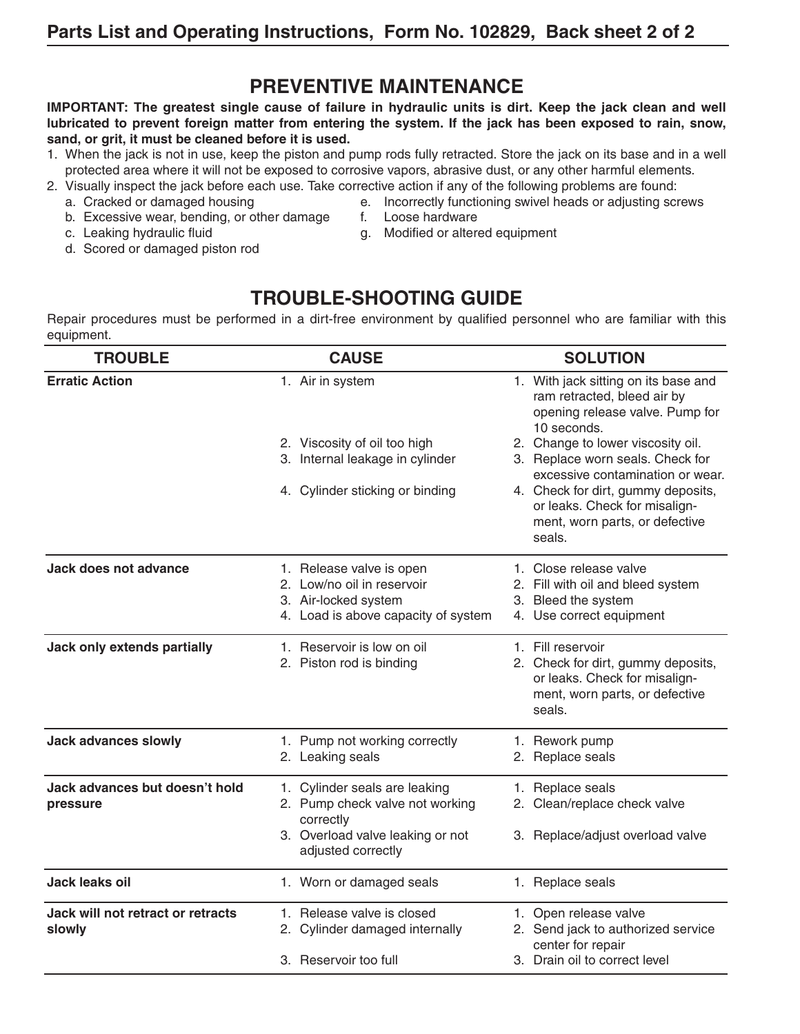## PREVENTIVE MAINTENANCE

**IMPORTANT: The greatest single cause of failure in hydraulic units is dirt. Keep the jack clean and well lubricated to prevent foreign matter from entering the system. If the jack has been exposed to rain, snow, sand, or grit, it must be cleaned before it is used.**

1. When the jack is not in use, keep the piston and pump rods fully retracted. Store the jack on its base and in a well protected area where it will not be exposed to corrosive vapors, abrasive dust, or any other harmful elements.
2. Visually inspect the jack before each use. Take corrective action if any of the following problems are found:
   a. Cracked or damaged housing
   b. Excessive wear, bending, or other damage
   c. Leaking hydraulic fluid
   d. Scored or damaged piston rod
   e. Incorrectly functioning swivel heads or adjusting screws
   f. Loose hardware
   g. Modified or altered equipment

## TROUBLE-SHOOTING GUIDE

Repair procedures must be performed in a dirt-free environment by qualified personnel who are familiar with this equipment.

| TROUBLE | CAUSE | SOLUTION |
|---|---|---|
| **Erratic Action** | 1. Air in system | 1. With jack sitting on its base and ram retracted, bleed air by opening release valve. Pump for 10 seconds. |
| | 2. Viscosity of oil too high | 2. Change to lower viscosity oil. |
| | 3. Internal leakage in cylinder | 3. Replace worn seals. Check for excessive contamination or wear. |
| | 4. Cylinder sticking or binding | 4. Check for dirt, gummy deposits, or leaks. Check for misalignment, worn parts, or defective seals. |
| **Jack does not advance** | 1. Release valve is open | 1. Close release valve |
| | 2. Low/no oil in reservoir | 2. Fill with oil and bleed system |
| | 3. Air-locked system | 3. Bleed the system |
| | 4. Load is above capacity of system | 4. Use correct equipment |
| **Jack only extends partially** | 1. Reservoir is low on oil | 1. Fill reservoir |
| | 2. Piston rod is binding | 2. Check for dirt, gummy deposits, or leaks. Check for misalignment, worn parts, or defective seals. |
| **Jack advances slowly** | 1. Pump not working correctly | 1. Rework pump |
| | 2. Leaking seals | 2. Replace seals |
| **Jack advances but doesn't hold pressure** | 1. Cylinder seals are leaking | 1. Replace seals |
| | 2. Pump check valve not working correctly | 2. Clean/replace check valve |
| | 3. Overload valve leaking or not adjusted correctly | 3. Replace/adjust overload valve |
| **Jack leaks oil** | 1. Worn or damaged seals | 1. Replace seals |
| **Jack will not retract or retracts slowly** | 1. Release valve is closed | 1. Open release valve |
| | 2. Cylinder damaged internally | 2. Send jack to authorized service center for repair |
| | 3. Reservoir too full | 3. Drain oil to correct level |